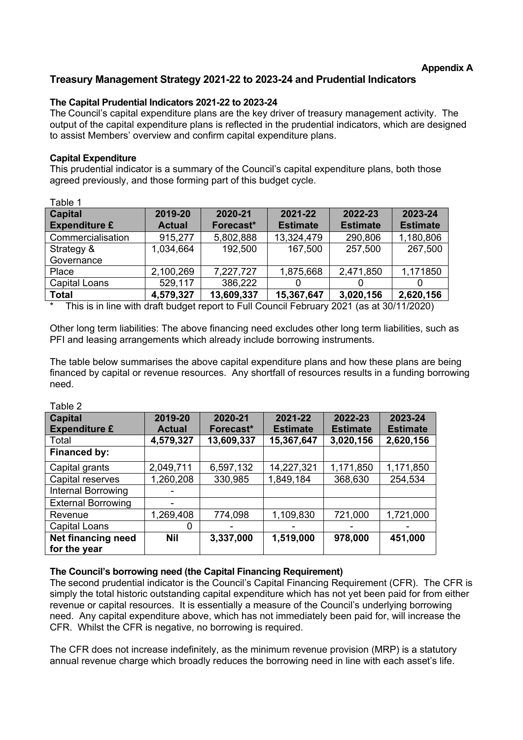**Appendix A**

# Treasury Management Strategy 2021-22 to 2023-24 and Prudential Indicators

### The Capital Prudential Indicators 2021-22 to 2023-24

The Council's capital expenditure plans are the key driver of treasury management activity. The output of the capital expenditure plans is reflected in the prudential indicators, which are designed to assist Members' overview and confirm capital expenditure plans.

### Capital Expenditure

This prudential indicator is a summary of the Council's capital expenditure plans, both those agreed previously, and those forming part of this budget cycle.

Table 1

| Capital Expenditure £ | 2019-20 Actual | 2020-21 Forecast* | 2021-22 Estimate | 2022-23 Estimate | 2023-24 Estimate |
|---|---|---|---|---|---|
| Commercialisation | 915,277 | 5,802,888 | 13,324,479 | 290,806 | 1,180,806 |
| Strategy & Governance | 1,034,664 | 192,500 | 167,500 | 257,500 | 267,500 |
| Place | 2,100,269 | 7,227,727 | 1,875,668 | 2,471,850 | 1,171850 |
| Capital Loans | 529,117 | 386,222 | 0 | 0 | 0 |
| **Total** | **4,579,327** | **13,609,337** | **15,367,647** | **3,020,156** | **2,620,156** |

\* This is in line with draft budget report to Full Council February 2021 (as at 30/11/2020)

Other long term liabilities: The above financing need excludes other long term liabilities, such as PFI and leasing arrangements which already include borrowing instruments.

The table below summarises the above capital expenditure plans and how these plans are being financed by capital or revenue resources. Any shortfall of resources results in a funding borrowing need.

Table 2

| Capital Expenditure £ | 2019-20 Actual | 2020-21 Forecast* | 2021-22 Estimate | 2022-23 Estimate | 2023-24 Estimate |
|---|---|---|---|---|---|
| Total | **4,579,327** | **13,609,337** | **15,367,647** | **3,020,156** | **2,620,156** |
| **Financed by:** | | | | | |
| Capital grants | 2,049,711 | 6,597,132 | 14,227,321 | 1,171,850 | 1,171,850 |
| Capital reserves | 1,260,208 | 330,985 | 1,849,184 | 368,630 | 254,534 |
| Internal Borrowing | - | | | | |
| External Borrowing | - | | | | |
| Revenue | 1,269,408 | 774,098 | 1,109,830 | 721,000 | 1,721,000 |
| Capital Loans | 0 | - | - | - | - |
| **Net financing need for the year** | **Nil** | **3,337,000** | **1,519,000** | **978,000** | **451,000** |

### The Council's borrowing need (the Capital Financing Requirement)

The second prudential indicator is the Council's Capital Financing Requirement (CFR). The CFR is simply the total historic outstanding capital expenditure which has not yet been paid for from either revenue or capital resources. It is essentially a measure of the Council's underlying borrowing need. Any capital expenditure above, which has not immediately been paid for, will increase the CFR. Whilst the CFR is negative, no borrowing is required.

The CFR does not increase indefinitely, as the minimum revenue provision (MRP) is a statutory annual revenue charge which broadly reduces the borrowing need in line with each asset's life.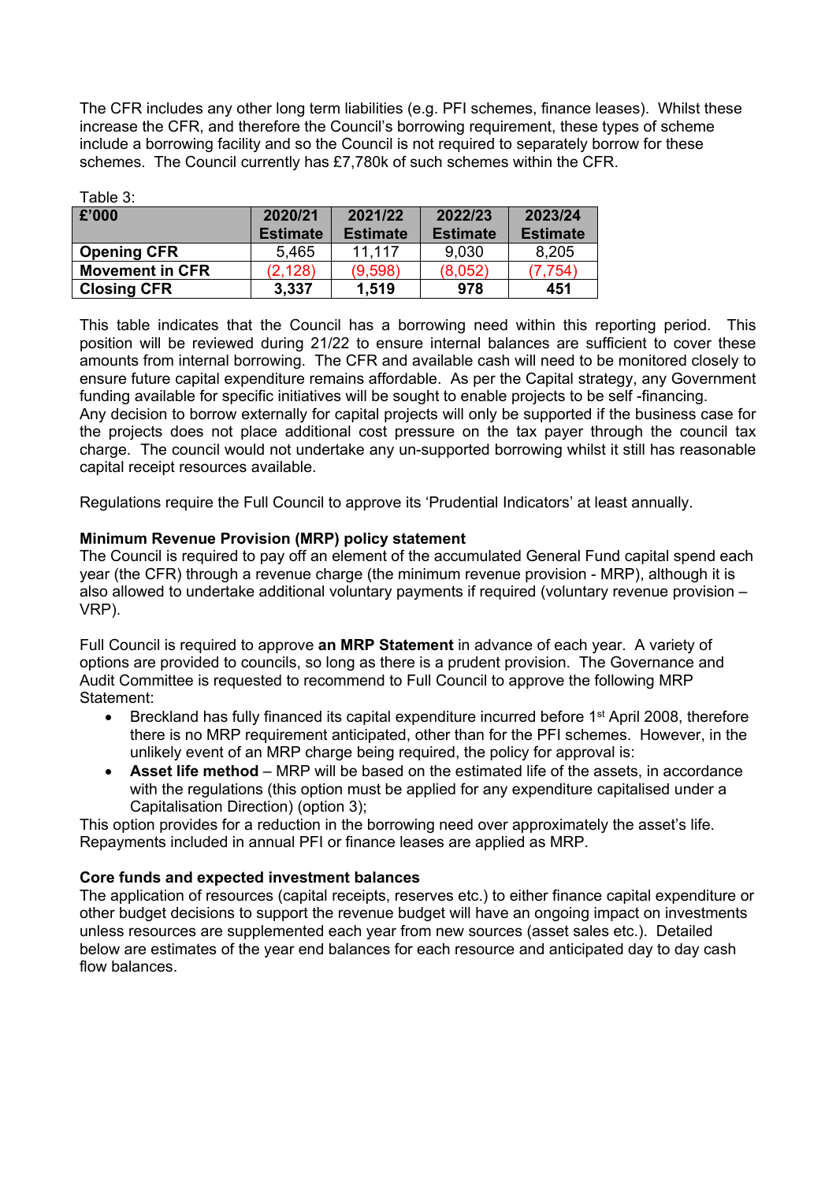The CFR includes any other long term liabilities (e.g. PFI schemes, finance leases). Whilst these increase the CFR, and therefore the Council's borrowing requirement, these types of scheme include a borrowing facility and so the Council is not required to separately borrow for these schemes. The Council currently has £7,780k of such schemes within the CFR.

Table 3:

| £'000 | 2020/21 Estimate | 2021/22 Estimate | 2022/23 Estimate | 2023/24 Estimate |
|---|---|---|---|---|
| **Opening CFR** | 5,465 | 11,117 | 9,030 | 8,205 |
| **Movement in CFR** | (2,128) | (9,598) | (8,052) | (7,754) |
| **Closing CFR** | **3,337** | **1,519** | **978** | **451** |

This table indicates that the Council has a borrowing need within this reporting period. This position will be reviewed during 21/22 to ensure internal balances are sufficient to cover these amounts from internal borrowing. The CFR and available cash will need to be monitored closely to ensure future capital expenditure remains affordable. As per the Capital strategy, any Government funding available for specific initiatives will be sought to enable projects to be self -financing.
Any decision to borrow externally for capital projects will only be supported if the business case for the projects does not place additional cost pressure on the tax payer through the council tax charge. The council would not undertake any un-supported borrowing whilst it still has reasonable capital receipt resources available.

Regulations require the Full Council to approve its 'Prudential Indicators' at least annually.

**Minimum Revenue Provision (MRP) policy statement**

The Council is required to pay off an element of the accumulated General Fund capital spend each year (the CFR) through a revenue charge (the minimum revenue provision - MRP), although it is also allowed to undertake additional voluntary payments if required (voluntary revenue provision – VRP).

Full Council is required to approve **an MRP Statement** in advance of each year. A variety of options are provided to councils, so long as there is a prudent provision. The Governance and Audit Committee is requested to recommend to Full Council to approve the following MRP Statement:

- Breckland has fully financed its capital expenditure incurred before 1st April 2008, therefore there is no MRP requirement anticipated, other than for the PFI schemes. However, in the unlikely event of an MRP charge being required, the policy for approval is:
- **Asset life method** – MRP will be based on the estimated life of the assets, in accordance with the regulations (this option must be applied for any expenditure capitalised under a Capitalisation Direction) (option 3);

This option provides for a reduction in the borrowing need over approximately the asset's life. Repayments included in annual PFI or finance leases are applied as MRP.

**Core funds and expected investment balances**

The application of resources (capital receipts, reserves etc.) to either finance capital expenditure or other budget decisions to support the revenue budget will have an ongoing impact on investments unless resources are supplemented each year from new sources (asset sales etc.). Detailed below are estimates of the year end balances for each resource and anticipated day to day cash flow balances.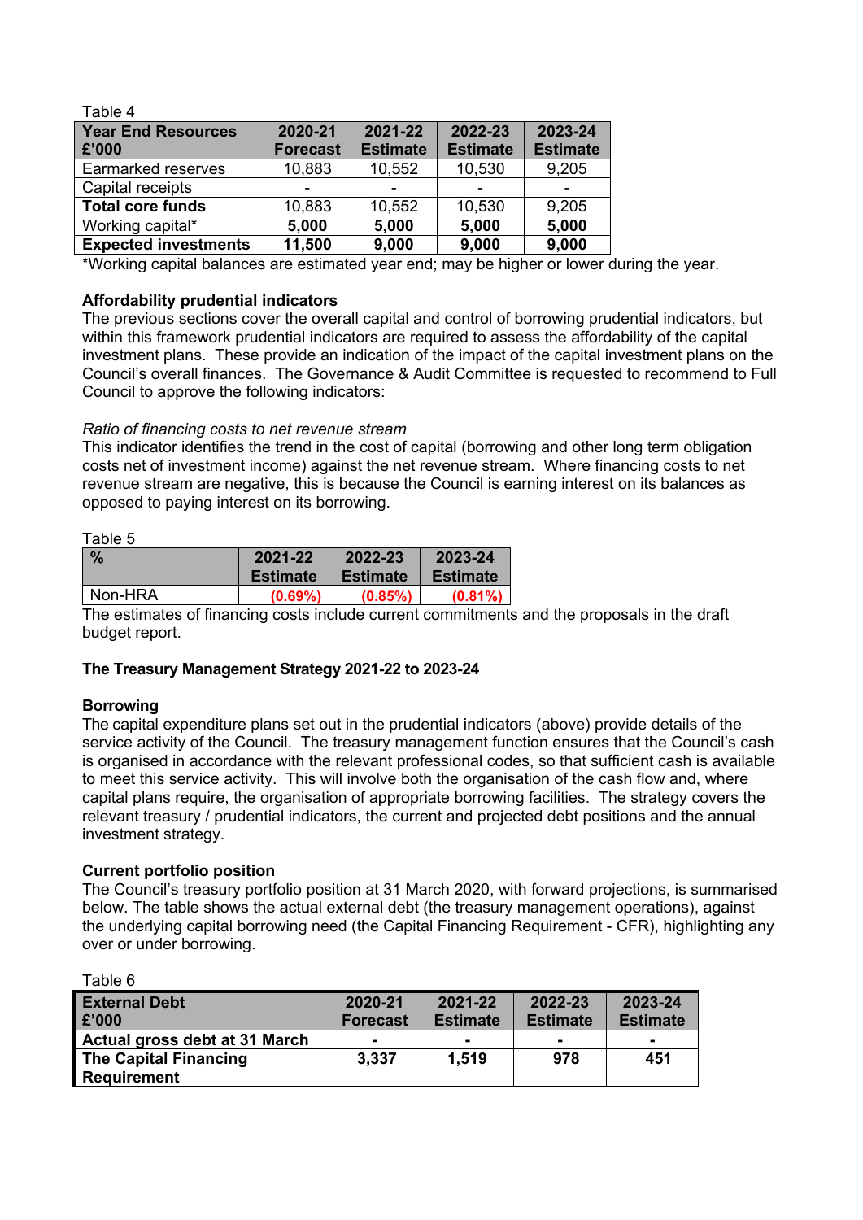Table 4

| Year End Resources £'000 | 2020-21 Forecast | 2021-22 Estimate | 2022-23 Estimate | 2023-24 Estimate |
|---|---|---|---|---|
| Earmarked reserves | 10,883 | 10,552 | 10,530 | 9,205 |
| Capital receipts | - | - | - | - |
| **Total core funds** | 10,883 | 10,552 | 10,530 | 9,205 |
| Working capital* | **5,000** | **5,000** | **5,000** | **5,000** |
| **Expected investments** | **11,500** | **9,000** | **9,000** | **9,000** |

*Working capital balances are estimated year end; may be higher or lower during the year.

**Affordability prudential indicators**

The previous sections cover the overall capital and control of borrowing prudential indicators, but within this framework prudential indicators are required to assess the affordability of the capital investment plans. These provide an indication of the impact of the capital investment plans on the Council's overall finances. The Governance & Audit Committee is requested to recommend to Full Council to approve the following indicators:

*Ratio of financing costs to net revenue stream*

This indicator identifies the trend in the cost of capital (borrowing and other long term obligation costs net of investment income) against the net revenue stream. Where financing costs to net revenue stream are negative, this is because the Council is earning interest on its balances as opposed to paying interest on its borrowing.

Table 5

| % | 2021-22 Estimate | 2022-23 Estimate | 2023-24 Estimate |
|---|---|---|---|
| Non-HRA | **(0.69%)** | **(0.85%)** | **(0.81%)** |

The estimates of financing costs include current commitments and the proposals in the draft budget report.

**The Treasury Management Strategy 2021-22 to 2023-24**

**Borrowing**

The capital expenditure plans set out in the prudential indicators (above) provide details of the service activity of the Council. The treasury management function ensures that the Council's cash is organised in accordance with the relevant professional codes, so that sufficient cash is available to meet this service activity. This will involve both the organisation of the cash flow and, where capital plans require, the organisation of appropriate borrowing facilities. The strategy covers the relevant treasury / prudential indicators, the current and projected debt positions and the annual investment strategy.

**Current portfolio position**

The Council's treasury portfolio position at 31 March 2020, with forward projections, is summarised below. The table shows the actual external debt (the treasury management operations), against the underlying capital borrowing need (the Capital Financing Requirement - CFR), highlighting any over or under borrowing.

Table 6

| External Debt £'000 | 2020-21 Forecast | 2021-22 Estimate | 2022-23 Estimate | 2023-24 Estimate |
|---|---|---|---|---|
| **Actual gross debt at 31 March** | **-** | **-** | **-** | **-** |
| **The Capital Financing Requirement** | **3,337** | **1,519** | **978** | **451** |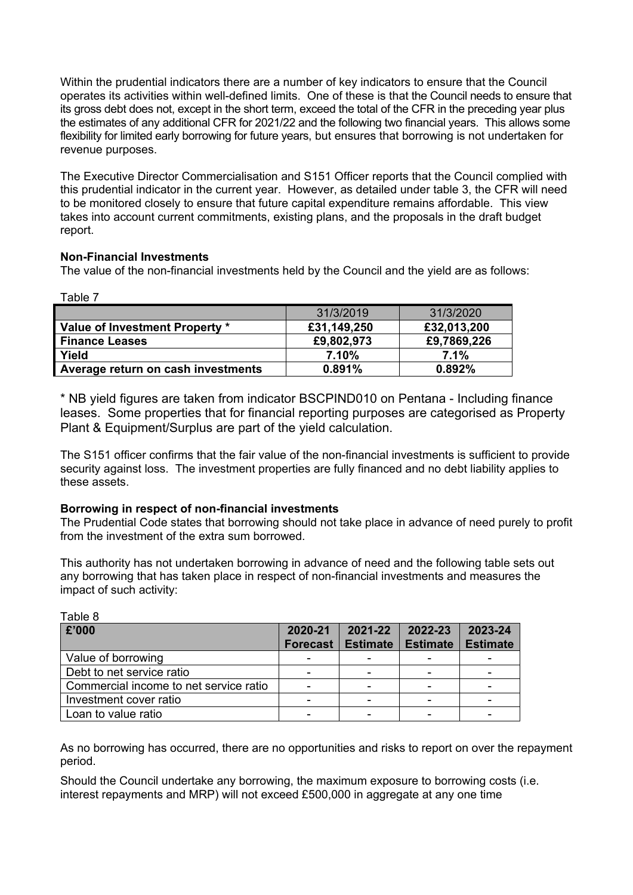Within the prudential indicators there are a number of key indicators to ensure that the Council operates its activities within well-defined limits. One of these is that the Council needs to ensure that its gross debt does not, except in the short term, exceed the total of the CFR in the preceding year plus the estimates of any additional CFR for 2021/22 and the following two financial years. This allows some flexibility for limited early borrowing for future years, but ensures that borrowing is not undertaken for revenue purposes.

The Executive Director Commercialisation and S151 Officer reports that the Council complied with this prudential indicator in the current year. However, as detailed under table 3, the CFR will need to be monitored closely to ensure that future capital expenditure remains affordable. This view takes into account current commitments, existing plans, and the proposals in the draft budget report.

**Non-Financial Investments**

The value of the non-financial investments held by the Council and the yield are as follows:

Table 7

| | 31/3/2019 | 31/3/2020 |
|---|---|---|
| **Value of Investment Property *** | **£31,149,250** | **£32,013,200** |
| **Finance Leases** | **£9,802,973** | **£9,7869,226** |
| **Yield** | **7.10%** | **7.1%** |
| **Average return on cash investments** | **0.891%** | **0.892%** |

* NB yield figures are taken from indicator BSCPIND010 on Pentana - Including finance leases. Some properties that for financial reporting purposes are categorised as Property Plant & Equipment/Surplus are part of the yield calculation.

The S151 officer confirms that the fair value of the non-financial investments is sufficient to provide security against loss. The investment properties are fully financed and no debt liability applies to these assets.

**Borrowing in respect of non-financial investments**

The Prudential Code states that borrowing should not take place in advance of need purely to profit from the investment of the extra sum borrowed.

This authority has not undertaken borrowing in advance of need and the following table sets out any borrowing that has taken place in respect of non-financial investments and measures the impact of such activity:

Table 8

| £'000 | 2020-21 Forecast | 2021-22 Estimate | 2022-23 Estimate | 2023-24 Estimate |
|---|---|---|---|---|
| Value of borrowing | - | - | - | - |
| Debt to net service ratio | - | - | - | - |
| Commercial income to net service ratio | - | - | - | - |
| Investment cover ratio | - | - | - | - |
| Loan to value ratio | - | - | - | - |

As no borrowing has occurred, there are no opportunities and risks to report on over the repayment period.

Should the Council undertake any borrowing, the maximum exposure to borrowing costs (i.e. interest repayments and MRP) will not exceed £500,000 in aggregate at any one time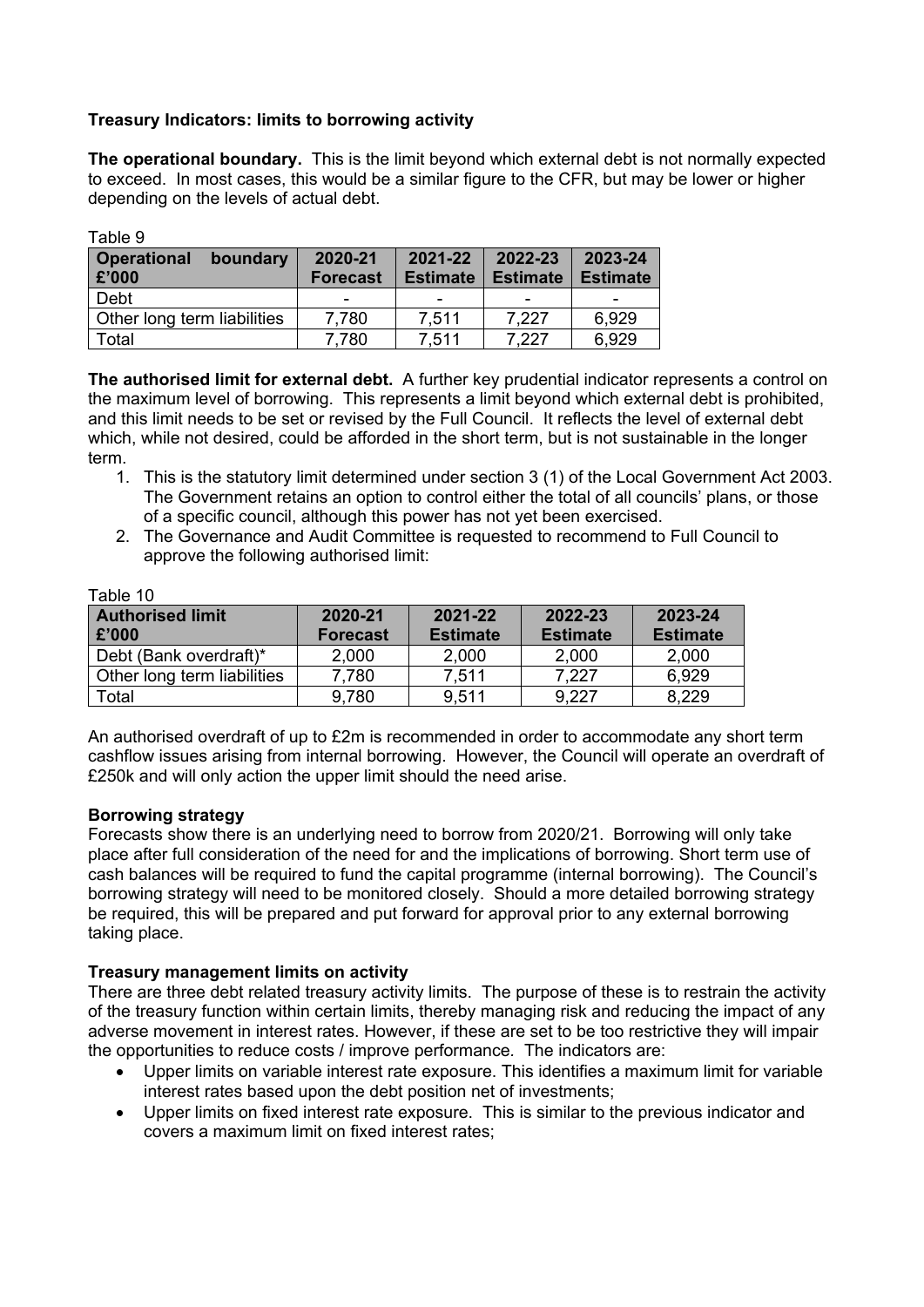**Treasury Indicators: limits to borrowing activity**

**The operational boundary.** This is the limit beyond which external debt is not normally expected to exceed. In most cases, this would be a similar figure to the CFR, but may be lower or higher depending on the levels of actual debt.

Table 9

| Operational boundary £'000 | 2020-21 Forecast | 2021-22 Estimate | 2022-23 Estimate | 2023-24 Estimate |
|---|---|---|---|---|
| Debt | - | - | - | - |
| Other long term liabilities | 7,780 | 7,511 | 7,227 | 6,929 |
| Total | 7,780 | 7,511 | 7,227 | 6,929 |

**The authorised limit for external debt.** A further key prudential indicator represents a control on the maximum level of borrowing. This represents a limit beyond which external debt is prohibited, and this limit needs to be set or revised by the Full Council. It reflects the level of external debt which, while not desired, could be afforded in the short term, but is not sustainable in the longer term.

1. This is the statutory limit determined under section 3 (1) of the Local Government Act 2003. The Government retains an option to control either the total of all councils' plans, or those of a specific council, although this power has not yet been exercised.
2. The Governance and Audit Committee is requested to recommend to Full Council to approve the following authorised limit:

Table 10

| Authorised limit £'000 | 2020-21 Forecast | 2021-22 Estimate | 2022-23 Estimate | 2023-24 Estimate |
|---|---|---|---|---|
| Debt (Bank overdraft)* | 2,000 | 2,000 | 2,000 | 2,000 |
| Other long term liabilities | 7,780 | 7,511 | 7,227 | 6,929 |
| Total | 9,780 | 9,511 | 9,227 | 8,229 |

An authorised overdraft of up to £2m is recommended in order to accommodate any short term cashflow issues arising from internal borrowing. However, the Council will operate an overdraft of £250k and will only action the upper limit should the need arise.

**Borrowing strategy**

Forecasts show there is an underlying need to borrow from 2020/21. Borrowing will only take place after full consideration of the need for and the implications of borrowing. Short term use of cash balances will be required to fund the capital programme (internal borrowing). The Council's borrowing strategy will need to be monitored closely. Should a more detailed borrowing strategy be required, this will be prepared and put forward for approval prior to any external borrowing taking place.

**Treasury management limits on activity**

There are three debt related treasury activity limits. The purpose of these is to restrain the activity of the treasury function within certain limits, thereby managing risk and reducing the impact of any adverse movement in interest rates. However, if these are set to be too restrictive they will impair the opportunities to reduce costs / improve performance. The indicators are:

- Upper limits on variable interest rate exposure. This identifies a maximum limit for variable interest rates based upon the debt position net of investments;
- Upper limits on fixed interest rate exposure. This is similar to the previous indicator and covers a maximum limit on fixed interest rates;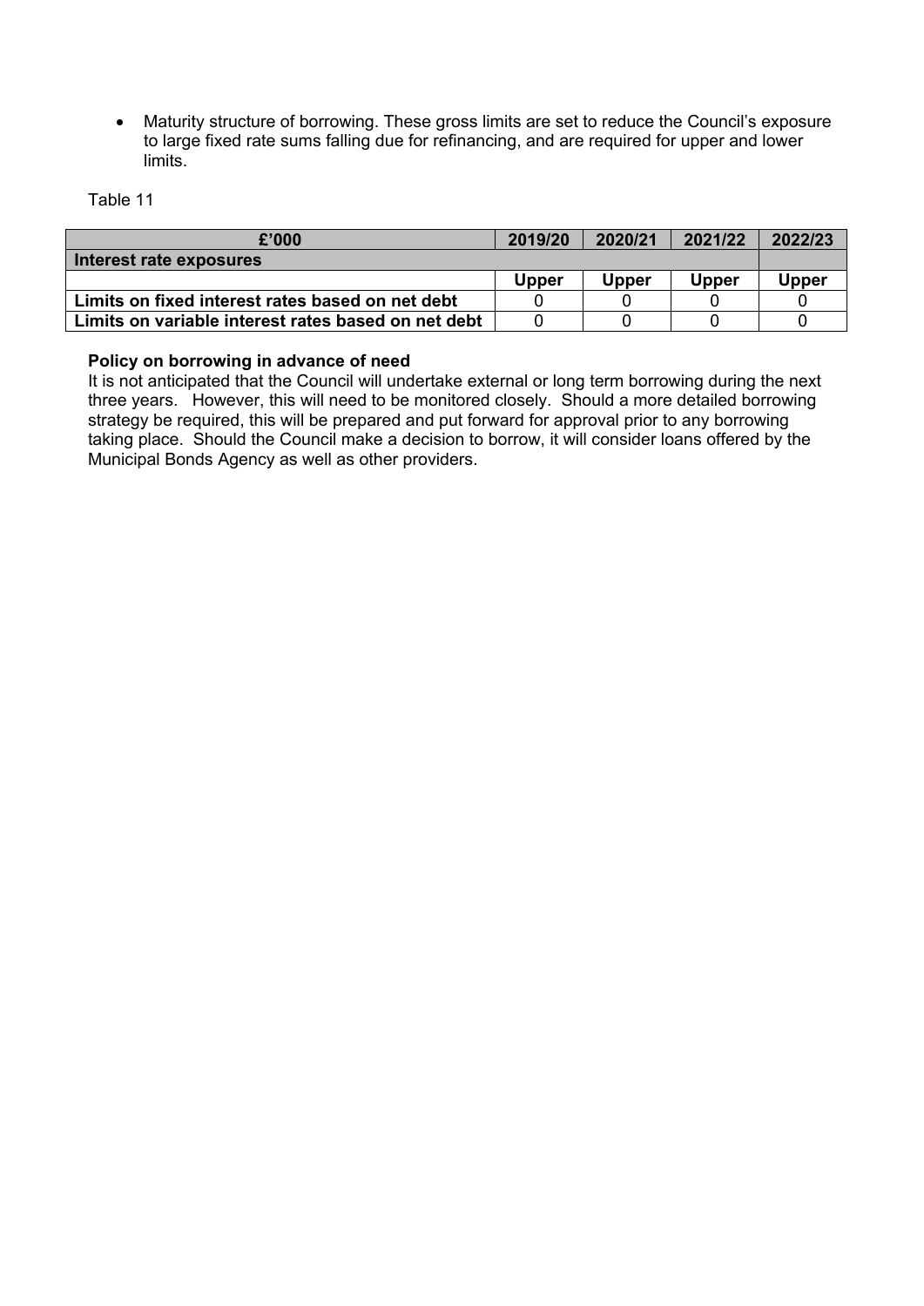- Maturity structure of borrowing. These gross limits are set to reduce the Council's exposure to large fixed rate sums falling due for refinancing, and are required for upper and lower limits.

Table 11

| £'000 | 2019/20 | 2020/21 | 2021/22 | 2022/23 |
|---|---|---|---|---|
| **Interest rate exposures** | | | | |
| | **Upper** | **Upper** | **Upper** | **Upper** |
| **Limits on fixed interest rates based on net debt** | 0 | 0 | 0 | 0 |
| **Limits on variable interest rates based on net debt** | 0 | 0 | 0 | 0 |

**Policy on borrowing in advance of need**

It is not anticipated that the Council will undertake external or long term borrowing during the next three years. However, this will need to be monitored closely. Should a more detailed borrowing strategy be required, this will be prepared and put forward for approval prior to any borrowing taking place. Should the Council make a decision to borrow, it will consider loans offered by the Municipal Bonds Agency as well as other providers.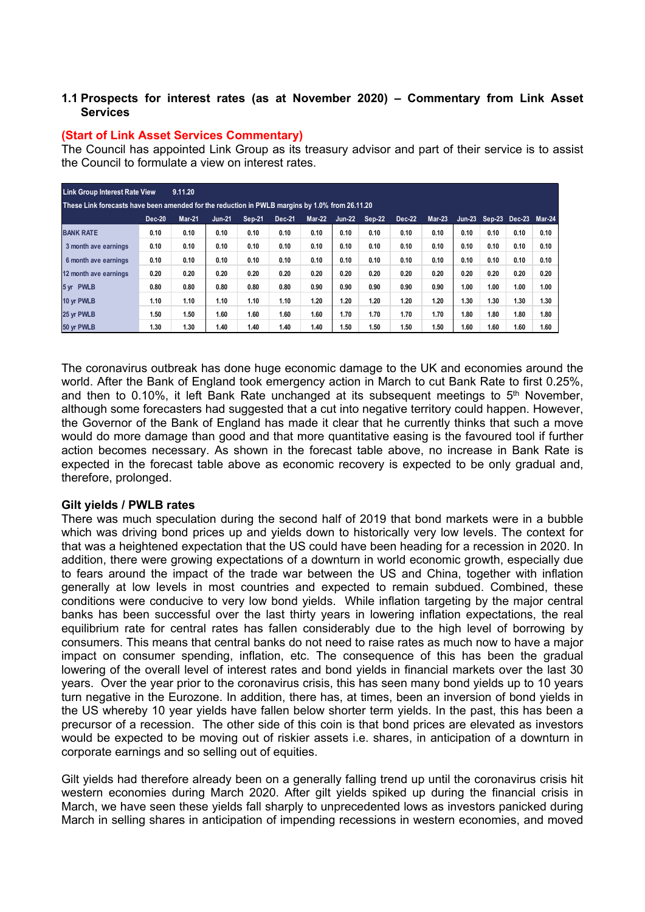### 1.1 Prospects for interest rates (as at November 2020) – Commentary from Link Asset Services

**(Start of Link Asset Services Commentary)**

The Council has appointed Link Group as its treasury advisor and part of their service is to assist the Council to formulate a view on interest rates.

| Link Group Interest Rate View 9.11.20 | | | | | | | | | | | | | | |
|---|---|---|---|---|---|---|---|---|---|---|---|---|---|---|
| These Link forecasts have been amended for the reduction in PWLB margins by 1.0% from 26.11.20 | | | | | | | | | | | | | | |
| | Dec-20 | Mar-21 | Jun-21 | Sep-21 | Dec-21 | Mar-22 | Jun-22 | Sep-22 | Dec-22 | Mar-23 | Jun-23 | Sep-23 | Dec-23 | Mar-24 |
| BANK RATE | 0.10 | 0.10 | 0.10 | 0.10 | 0.10 | 0.10 | 0.10 | 0.10 | 0.10 | 0.10 | 0.10 | 0.10 | 0.10 | 0.10 |
| 3 month ave earnings | 0.10 | 0.10 | 0.10 | 0.10 | 0.10 | 0.10 | 0.10 | 0.10 | 0.10 | 0.10 | 0.10 | 0.10 | 0.10 | 0.10 |
| 6 month ave earnings | 0.10 | 0.10 | 0.10 | 0.10 | 0.10 | 0.10 | 0.10 | 0.10 | 0.10 | 0.10 | 0.10 | 0.10 | 0.10 | 0.10 |
| 12 month ave earnings | 0.20 | 0.20 | 0.20 | 0.20 | 0.20 | 0.20 | 0.20 | 0.20 | 0.20 | 0.20 | 0.20 | 0.20 | 0.20 | 0.20 |
| 5 yr PWLB | 0.80 | 0.80 | 0.80 | 0.80 | 0.80 | 0.90 | 0.90 | 0.90 | 0.90 | 0.90 | 1.00 | 1.00 | 1.00 | 1.00 |
| 10 yr PWLB | 1.10 | 1.10 | 1.10 | 1.10 | 1.10 | 1.20 | 1.20 | 1.20 | 1.20 | 1.20 | 1.30 | 1.30 | 1.30 | 1.30 |
| 25 yr PWLB | 1.50 | 1.50 | 1.60 | 1.60 | 1.60 | 1.60 | 1.70 | 1.70 | 1.70 | 1.70 | 1.80 | 1.80 | 1.80 | 1.80 |
| 50 yr PWLB | 1.30 | 1.30 | 1.40 | 1.40 | 1.40 | 1.40 | 1.50 | 1.50 | 1.50 | 1.50 | 1.60 | 1.60 | 1.60 | 1.60 |

The coronavirus outbreak has done huge economic damage to the UK and economies around the world. After the Bank of England took emergency action in March to cut Bank Rate to first 0.25%, and then to 0.10%, it left Bank Rate unchanged at its subsequent meetings to 5th November, although some forecasters had suggested that a cut into negative territory could happen. However, the Governor of the Bank of England has made it clear that he currently thinks that such a move would do more damage than good and that more quantitative easing is the favoured tool if further action becomes necessary. As shown in the forecast table above, no increase in Bank Rate is expected in the forecast table above as economic recovery is expected to be only gradual and, therefore, prolonged.

**Gilt yields / PWLB rates**

There was much speculation during the second half of 2019 that bond markets were in a bubble which was driving bond prices up and yields down to historically very low levels. The context for that was a heightened expectation that the US could have been heading for a recession in 2020. In addition, there were growing expectations of a downturn in world economic growth, especially due to fears around the impact of the trade war between the US and China, together with inflation generally at low levels in most countries and expected to remain subdued. Combined, these conditions were conducive to very low bond yields. While inflation targeting by the major central banks has been successful over the last thirty years in lowering inflation expectations, the real equilibrium rate for central rates has fallen considerably due to the high level of borrowing by consumers. This means that central banks do not need to raise rates as much now to have a major impact on consumer spending, inflation, etc. The consequence of this has been the gradual lowering of the overall level of interest rates and bond yields in financial markets over the last 30 years. Over the year prior to the coronavirus crisis, this has seen many bond yields up to 10 years turn negative in the Eurozone. In addition, there has, at times, been an inversion of bond yields in the US whereby 10 year yields have fallen below shorter term yields. In the past, this has been a precursor of a recession. The other side of this coin is that bond prices are elevated as investors would be expected to be moving out of riskier assets i.e. shares, in anticipation of a downturn in corporate earnings and so selling out of equities.

Gilt yields had therefore already been on a generally falling trend up until the coronavirus crisis hit western economies during March 2020. After gilt yields spiked up during the financial crisis in March, we have seen these yields fall sharply to unprecedented lows as investors panicked during March in selling shares in anticipation of impending recessions in western economies, and moved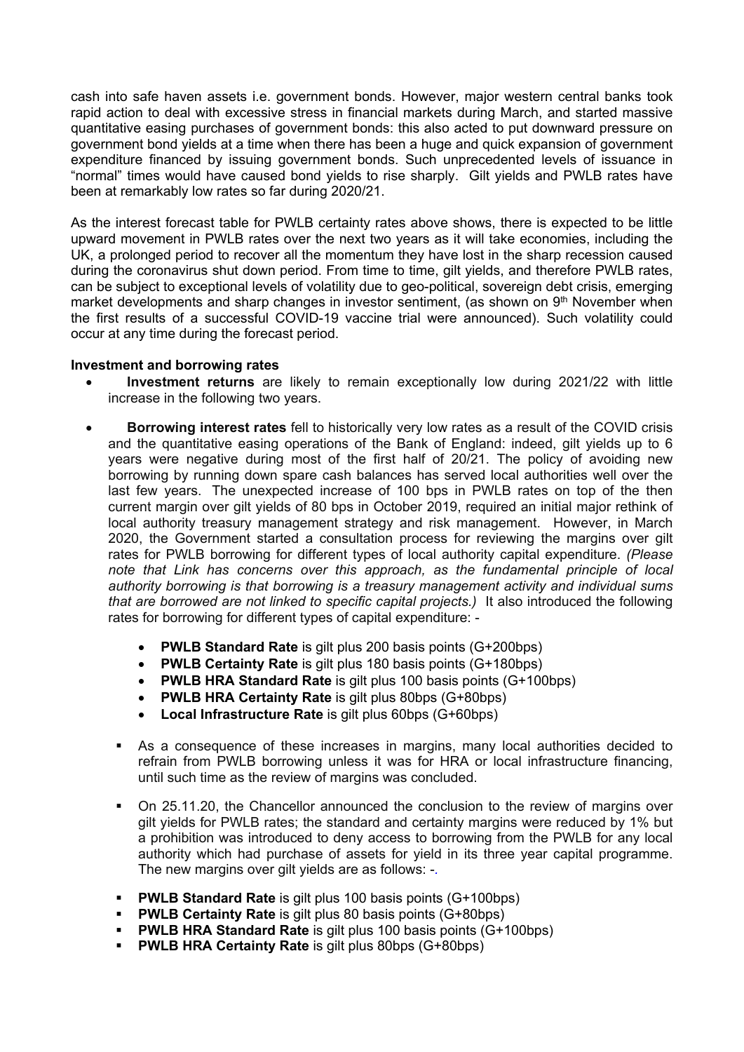cash into safe haven assets i.e. government bonds. However, major western central banks took rapid action to deal with excessive stress in financial markets during March, and started massive quantitative easing purchases of government bonds: this also acted to put downward pressure on government bond yields at a time when there has been a huge and quick expansion of government expenditure financed by issuing government bonds. Such unprecedented levels of issuance in "normal" times would have caused bond yields to rise sharply. Gilt yields and PWLB rates have been at remarkably low rates so far during 2020/21.

As the interest forecast table for PWLB certainty rates above shows, there is expected to be little upward movement in PWLB rates over the next two years as it will take economies, including the UK, a prolonged period to recover all the momentum they have lost in the sharp recession caused during the coronavirus shut down period. From time to time, gilt yields, and therefore PWLB rates, can be subject to exceptional levels of volatility due to geo-political, sovereign debt crisis, emerging market developments and sharp changes in investor sentiment, (as shown on 9th November when the first results of a successful COVID-19 vaccine trial were announced). Such volatility could occur at any time during the forecast period.

**Investment and borrowing rates**

- **Investment returns** are likely to remain exceptionally low during 2021/22 with little increase in the following two years.
- **Borrowing interest rates** fell to historically very low rates as a result of the COVID crisis and the quantitative easing operations of the Bank of England: indeed, gilt yields up to 6 years were negative during most of the first half of 20/21. The policy of avoiding new borrowing by running down spare cash balances has served local authorities well over the last few years. The unexpected increase of 100 bps in PWLB rates on top of the then current margin over gilt yields of 80 bps in October 2019, required an initial major rethink of local authority treasury management strategy and risk management. However, in March 2020, the Government started a consultation process for reviewing the margins over gilt rates for PWLB borrowing for different types of local authority capital expenditure. *(Please note that Link has concerns over this approach, as the fundamental principle of local authority borrowing is that borrowing is a treasury management activity and individual sums that are borrowed are not linked to specific capital projects.)* It also introduced the following rates for borrowing for different types of capital expenditure: -
  - **PWLB Standard Rate** is gilt plus 200 basis points (G+200bps)
  - **PWLB Certainty Rate** is gilt plus 180 basis points (G+180bps)
  - **PWLB HRA Standard Rate** is gilt plus 100 basis points (G+100bps)
  - **PWLB HRA Certainty Rate** is gilt plus 80bps (G+80bps)
  - **Local Infrastructure Rate** is gilt plus 60bps (G+60bps)

  - As a consequence of these increases in margins, many local authorities decided to refrain from PWLB borrowing unless it was for HRA or local infrastructure financing, until such time as the review of margins was concluded.
  - On 25.11.20, the Chancellor announced the conclusion to the review of margins over gilt yields for PWLB rates; the standard and certainty margins were reduced by 1% but a prohibition was introduced to deny access to borrowing from the PWLB for any local authority which had purchase of assets for yield in its three year capital programme. The new margins over gilt yields are as follows: -.
  - **PWLB Standard Rate** is gilt plus 100 basis points (G+100bps)
  - **PWLB Certainty Rate** is gilt plus 80 basis points (G+80bps)
  - **PWLB HRA Standard Rate** is gilt plus 100 basis points (G+100bps)
  - **PWLB HRA Certainty Rate** is gilt plus 80bps (G+80bps)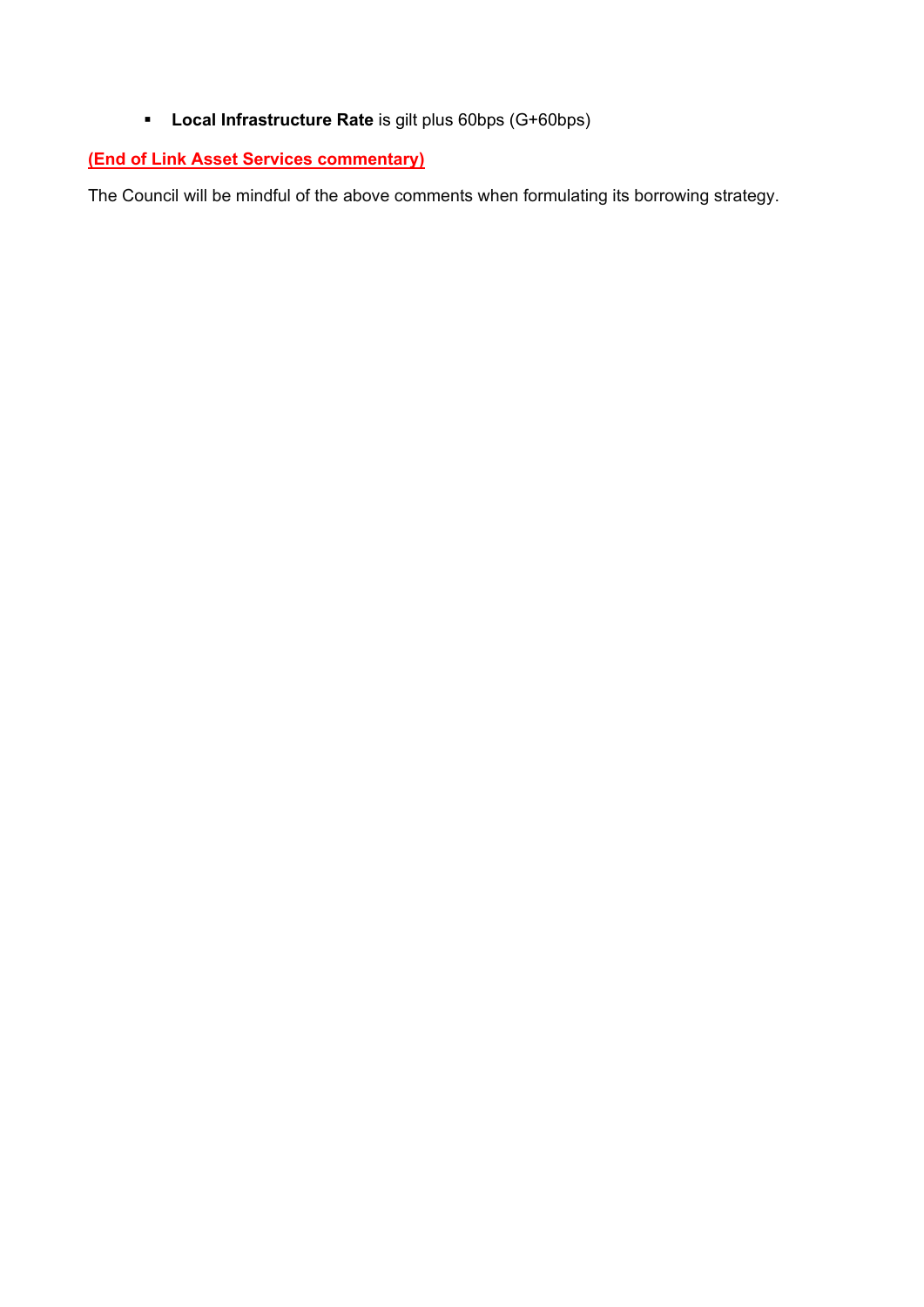- **Local Infrastructure Rate** is gilt plus 60bps (G+60bps)

**(End of Link Asset Services commentary)**

The Council will be mindful of the above comments when formulating its borrowing strategy.